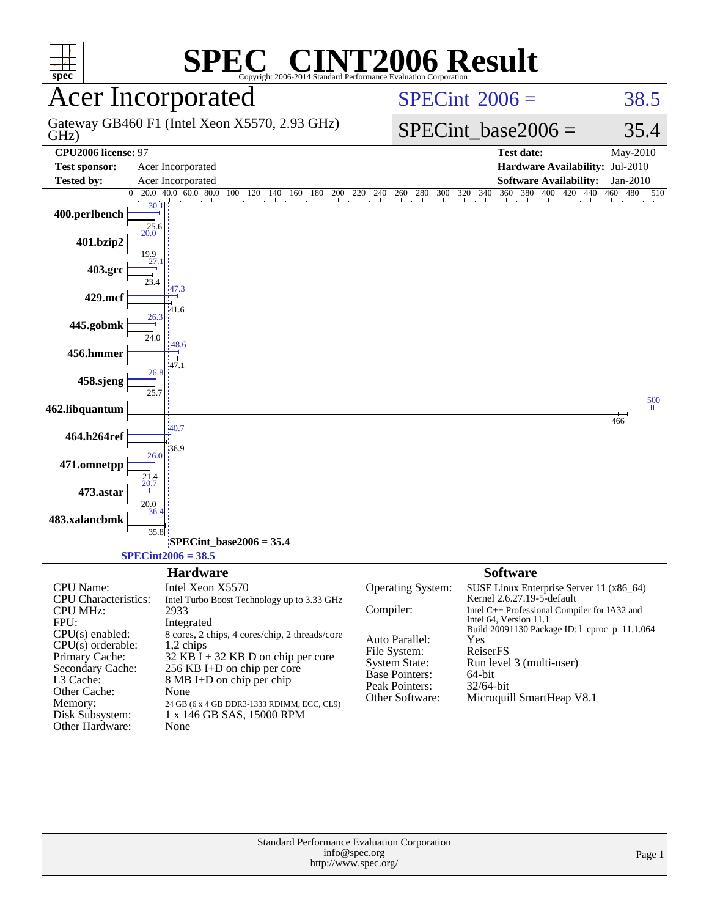# SPEC CINT2006 Result

Copyright 2006-2014 Standard Performance Evaluation Corporation

## Acer Incorporated

Gateway GB460 F1 (Intel Xeon X5570, 2.93 GHz)

SPECint 2006 = 38.5

SPECint_base2006 = 35.4

| | | | |
|---|---|---|---|
| **CPU2006 license:** 97 | | **Test date:** | May-2010 |
| **Test sponsor:** | Acer Incorporated | **Hardware Availability:** | Jul-2010 |
| **Tested by:** | Acer Incorporated | **Software Availability:** | Jan-2010 |

| Benchmark | Peak | Base |
|---|---|---|
| 400.perlbench | 30.1 | 25.6 |
| 401.bzip2 | 20.0 | 19.9 |
| 403.gcc | 27.1 | 23.4 |
| 429.mcf | 47.3 | 41.6 |
| 445.gobmk | 26.3 | 24.0 |
| 456.hmmer | 48.6 | 47.1 |
| 458.sjeng | 26.8 | 25.7 |
| 462.libquantum | 500 | 466 |
| 464.h264ref | 40.7 | 36.9 |
| 471.omnetpp | 26.0 | 21.4 |
| 473.astar | 20.7 | 20.0 |
| 483.xalancbmk | 36.4 | 35.8 |

SPECint_base2006 = 35.4

SPECint2006 = 38.5

### Hardware

| | |
|---|---|
| CPU Name: | Intel Xeon X5570 |
| CPU Characteristics: | Intel Turbo Boost Technology up to 3.33 GHz |
| CPU MHz: | 2933 |
| FPU: | Integrated |
| CPU(s) enabled: | 8 cores, 2 chips, 4 cores/chip, 2 threads/core |
| CPU(s) orderable: | 1,2 chips |
| Primary Cache: | 32 KB I + 32 KB D on chip per core |
| Secondary Cache: | 256 KB I+D on chip per core |
| L3 Cache: | 8 MB I+D on chip per chip |
| Other Cache: | None |
| Memory: | 24 GB (6 x 4 GB DDR3-1333 RDIMM, ECC, CL9) |
| Disk Subsystem: | 1 x 146 GB SAS, 15000 RPM |
| Other Hardware: | None |

### Software

| | |
|---|---|
| Operating System: | SUSE Linux Enterprise Server 11 (x86_64) Kernel 2.6.27.19-5-default |
| Compiler: | Intel C++ Professional Compiler for IA32 and Intel 64, Version 11.1 Build 20091130 Package ID: l_cproc_p_11.1.064 |
| Auto Parallel: | Yes |
| File System: | ReiserFS |
| System State: | Run level 3 (multi-user) |
| Base Pointers: | 64-bit |
| Peak Pointers: | 32/64-bit |
| Other Software: | Microquill SmartHeap V8.1 |

Standard Performance Evaluation Corporation
info@spec.org
http://www.spec.org/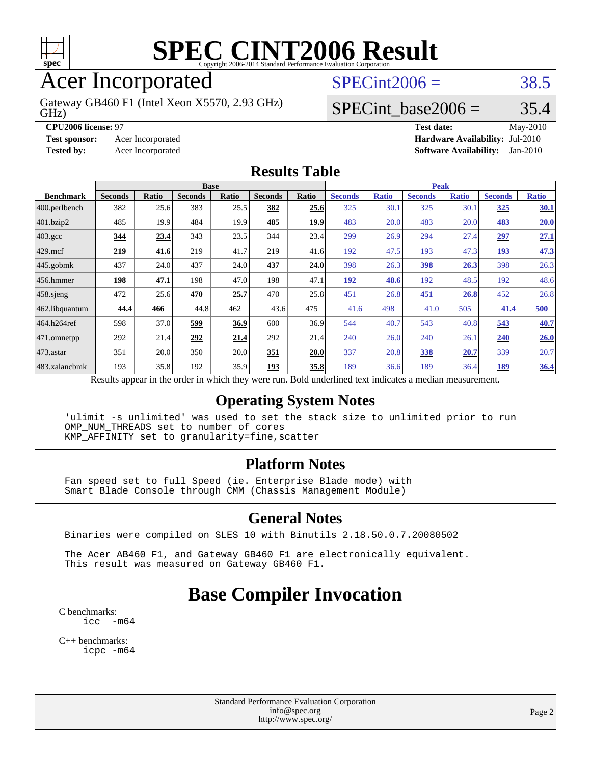# SPEC CINT2006 Result

Copyright 2006-2014 Standard Performance Evaluation Corporation

# Acer Incorporated

Gateway GB460 F1 (Intel Xeon X5570, 2.93 GHz)

SPECint2006 = 38.5

SPECint_base2006 = 35.4

**CPU2006 license:** 97
**Test sponsor:** Acer Incorporated
**Tested by:** Acer Incorporated

**Test date:** May-2010
**Hardware Availability:** Jul-2010
**Software Availability:** Jan-2010

## Results Table

| Benchmark | Base | | | | | | Peak | | | | | |
|---|---|---|---|---|---|---|---|---|---|---|---|---|
| | Seconds | Ratio | Seconds | Ratio | Seconds | Ratio | Seconds | Ratio | Seconds | Ratio | Seconds | Ratio |
| 400.perlbench | 382 | 25.6 | 383 | 25.5 | **382** | **25.6** | 325 | 30.1 | 325 | 30.1 | **325** | **30.1** |
| 401.bzip2 | 485 | 19.9 | 484 | 19.9 | **485** | **19.9** | 483 | 20.0 | 483 | 20.0 | **483** | **20.0** |
| 403.gcc | **344** | **23.4** | 343 | 23.5 | 344 | 23.4 | 299 | 26.9 | 294 | 27.4 | **297** | **27.1** |
| 429.mcf | **219** | **41.6** | 219 | 41.7 | 219 | 41.6 | 192 | 47.5 | 193 | 47.3 | **193** | **47.3** |
| 445.gobmk | 437 | 24.0 | 437 | 24.0 | **437** | **24.0** | 398 | 26.3 | **398** | **26.3** | 398 | 26.3 |
| 456.hmmer | **198** | **47.1** | 198 | 47.0 | 198 | 47.1 | **192** | **48.6** | 192 | 48.5 | 192 | 48.6 |
| 458.sjeng | 472 | 25.6 | **470** | **25.7** | 470 | 25.8 | 451 | 26.8 | **451** | **26.8** | 452 | 26.8 |
| 462.libquantum | **44.4** | **466** | 44.8 | 462 | 43.6 | 475 | 41.6 | 498 | 41.0 | 505 | **41.4** | **500** |
| 464.h264ref | 598 | 37.0 | **599** | **36.9** | 600 | 36.9 | 544 | 40.7 | 543 | 40.8 | **543** | **40.7** |
| 471.omnetpp | 292 | 21.4 | **292** | **21.4** | 292 | 21.4 | 240 | 26.0 | 240 | 26.1 | **240** | **26.0** |
| 473.astar | 351 | 20.0 | 350 | 20.0 | **351** | **20.0** | 337 | 20.8 | **338** | **20.7** | 339 | 20.7 |
| 483.xalancbmk | 193 | 35.8 | 192 | 35.9 | **193** | **35.8** | 189 | 36.6 | 189 | 36.4 | **189** | **36.4** |

Results appear in the order in which they were run. Bold underlined text indicates a median measurement.

## Operating System Notes

```
'ulimit -s unlimited' was used to set the stack size to unlimited prior to run
OMP_NUM_THREADS set to number of cores
KMP_AFFINITY set to granularity=fine,scatter
```

## Platform Notes

```
Fan speed set to full Speed (ie. Enterprise Blade mode) with
Smart Blade Console through CMM (Chassis Management Module)
```

## General Notes

```
Binaries were compiled on SLES 10 with Binutils 2.18.50.0.7.20080502

The Acer AB460 F1, and Gateway GB460 F1 are electronically equivalent.
This result was measured on Gateway GB460 F1.
```

## Base Compiler Invocation

C benchmarks:
```
icc  -m64
```

C++ benchmarks:
```
icpc -m64
```

Standard Performance Evaluation Corporation
info@spec.org
http://www.spec.org/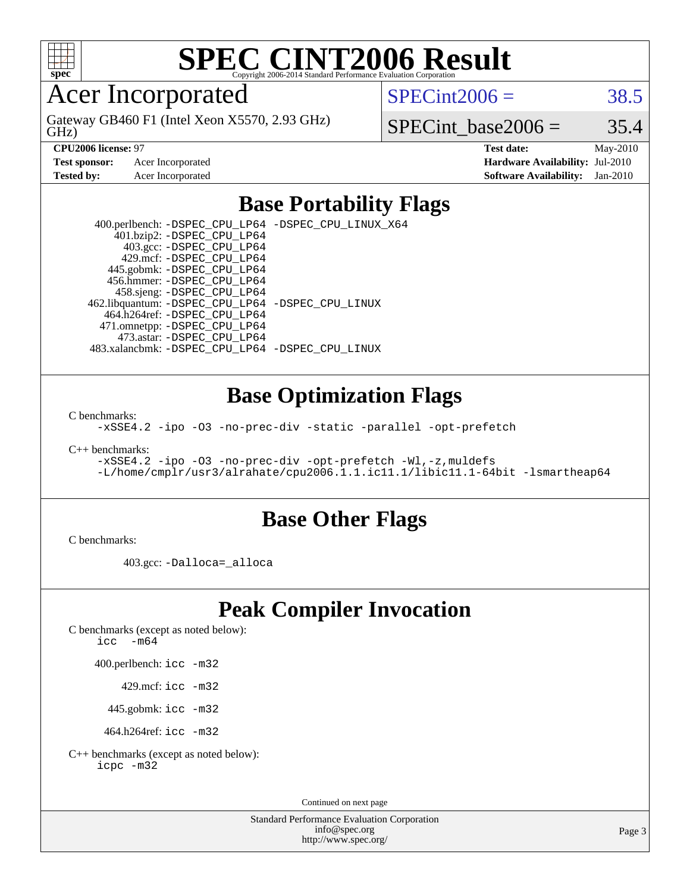# SPEC CINT2006 Result

Copyright 2006-2014 Standard Performance Evaluation Corporation

## Acer Incorporated

Gateway GB460 F1 (Intel Xeon X5570, 2.93 GHz)

SPECint2006 = 38.5

SPECint_base2006 = 35.4

**CPU2006 license:** 97
**Test sponsor:** Acer Incorporated
**Tested by:** Acer Incorporated

**Test date:** May-2010
**Hardware Availability:** Jul-2010
**Software Availability:** Jan-2010

## Base Portability Flags

400.perlbench: `-DSPEC_CPU_LP64 -DSPEC_CPU_LINUX_X64`
401.bzip2: `-DSPEC_CPU_LP64`
403.gcc: `-DSPEC_CPU_LP64`
429.mcf: `-DSPEC_CPU_LP64`
445.gobmk: `-DSPEC_CPU_LP64`
456.hmmer: `-DSPEC_CPU_LP64`
458.sjeng: `-DSPEC_CPU_LP64`
462.libquantum: `-DSPEC_CPU_LP64 -DSPEC_CPU_LINUX`
464.h264ref: `-DSPEC_CPU_LP64`
471.omnetpp: `-DSPEC_CPU_LP64`
473.astar: `-DSPEC_CPU_LP64`
483.xalancbmk: `-DSPEC_CPU_LP64 -DSPEC_CPU_LINUX`

## Base Optimization Flags

C benchmarks:

```
-xSSE4.2 -ipo -O3 -no-prec-div -static -parallel -opt-prefetch
```

C++ benchmarks:

```
-xSSE4.2 -ipo -O3 -no-prec-div -opt-prefetch -Wl,-z,muldefs
-L/home/cmplr/usr3/alrahate/cpu2006.1.1.ic11.1/libic11.1-64bit -lsmartheap64
```

## Base Other Flags

C benchmarks:

403.gcc: `-Dalloca=_alloca`

## Peak Compiler Invocation

C benchmarks (except as noted below):
`icc -m64`

400.perlbench: `icc -m32`

429.mcf: `icc -m32`

445.gobmk: `icc -m32`

464.h264ref: `icc -m32`

C++ benchmarks (except as noted below):
`icpc -m32`

Continued on next page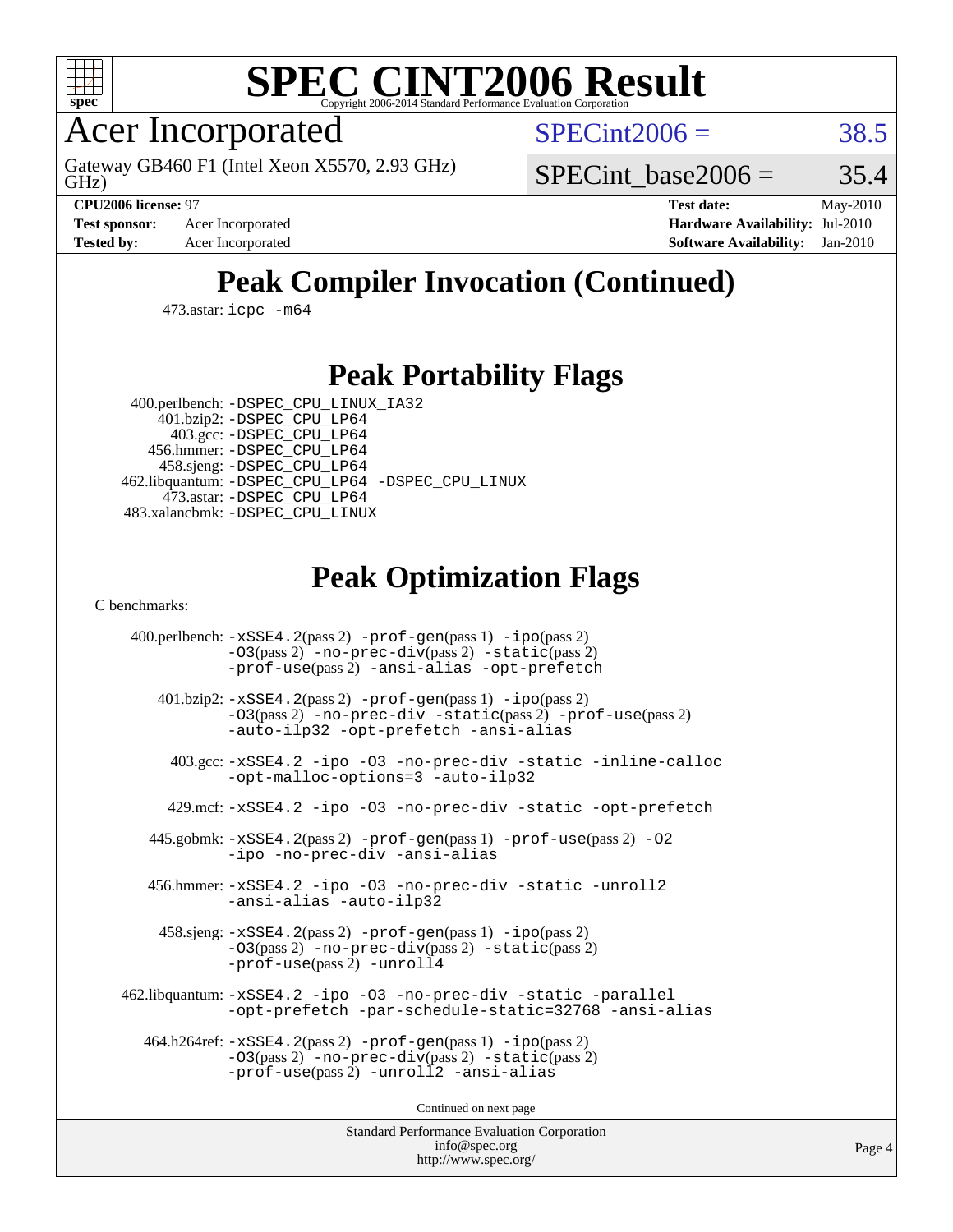# SPEC CINT2006 Result

Copyright 2006-2014 Standard Performance Evaluation Corporation

## Acer Incorporated

Gateway GB460 F1 (Intel Xeon X5570, 2.93 GHz)

SPECint2006 = 38.5

SPECint_base2006 = 35.4

**CPU2006 license:** 97
**Test sponsor:** Acer Incorporated
**Tested by:** Acer Incorporated

**Test date:** May-2010
**Hardware Availability:** Jul-2010
**Software Availability:** Jan-2010

## Peak Compiler Invocation (Continued)

473.astar: `icpc -m64`

## Peak Portability Flags

400.perlbench: `-DSPEC_CPU_LINUX_IA32`
401.bzip2: `-DSPEC_CPU_LP64`
403.gcc: `-DSPEC_CPU_LP64`
456.hmmer: `-DSPEC_CPU_LP64`
458.sjeng: `-DSPEC_CPU_LP64`
462.libquantum: `-DSPEC_CPU_LP64 -DSPEC_CPU_LINUX`
473.astar: `-DSPEC_CPU_LP64`
483.xalancbmk: `-DSPEC_CPU_LINUX`

## Peak Optimization Flags

C benchmarks:

400.perlbench: `-xSSE4.2`(pass 2) `-prof-gen`(pass 1) `-ipo`(pass 2) `-O3`(pass 2) `-no-prec-div`(pass 2) `-static`(pass 2) `-prof-use`(pass 2) `-ansi-alias -opt-prefetch`

401.bzip2: `-xSSE4.2`(pass 2) `-prof-gen`(pass 1) `-ipo`(pass 2) `-O3`(pass 2) `-no-prec-div -static`(pass 2) `-prof-use`(pass 2) `-auto-ilp32 -opt-prefetch -ansi-alias`

403.gcc: `-xSSE4.2 -ipo -O3 -no-prec-div -static -inline-calloc -opt-malloc-options=3 -auto-ilp32`

429.mcf: `-xSSE4.2 -ipo -O3 -no-prec-div -static -opt-prefetch`

445.gobmk: `-xSSE4.2`(pass 2) `-prof-gen`(pass 1) `-prof-use`(pass 2) `-O2 -ipo -no-prec-div -ansi-alias`

456.hmmer: `-xSSE4.2 -ipo -O3 -no-prec-div -static -unroll2 -ansi-alias -auto-ilp32`

458.sjeng: `-xSSE4.2`(pass 2) `-prof-gen`(pass 1) `-ipo`(pass 2) `-O3`(pass 2) `-no-prec-div`(pass 2) `-static`(pass 2) `-prof-use`(pass 2) `-unroll4`

462.libquantum: `-xSSE4.2 -ipo -O3 -no-prec-div -static -parallel -opt-prefetch -par-schedule-static=32768 -ansi-alias`

464.h264ref: `-xSSE4.2`(pass 2) `-prof-gen`(pass 1) `-ipo`(pass 2) `-O3`(pass 2) `-no-prec-div`(pass 2) `-static`(pass 2) `-prof-use`(pass 2) `-unroll2 -ansi-alias`

Continued on next page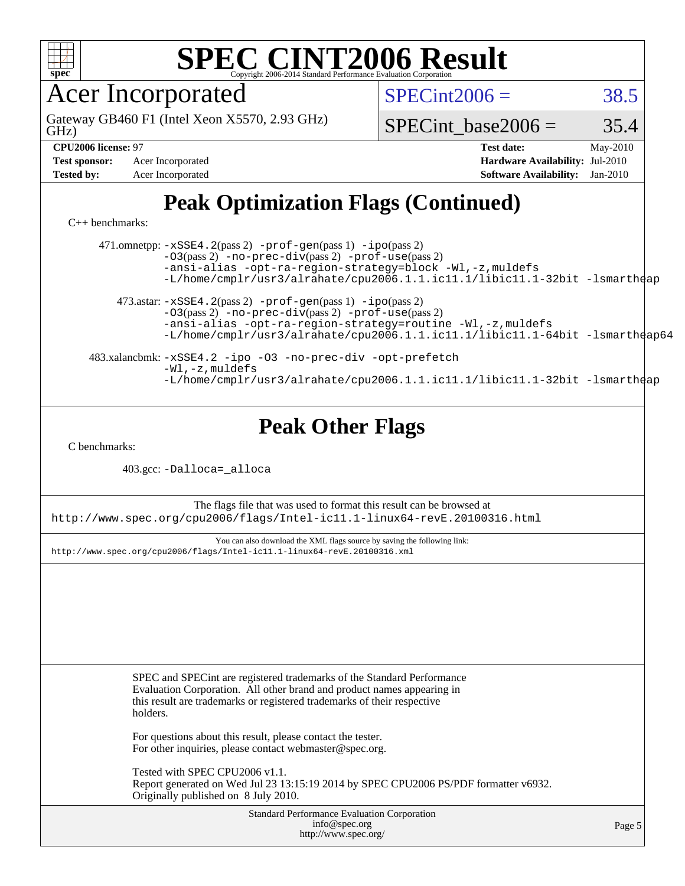# Peak Optimization Flags (Continued)

C++ benchmarks:

471.omnetpp: -xSSE4.2(pass 2) -prof-gen(pass 1) -ipo(pass 2) -O3(pass 2) -no-prec-div(pass 2) -prof-use(pass 2) -ansi-alias -opt-ra-region-strategy=block -Wl,-z,muldefs -L/home/cmplr/usr3/alrahate/cpu2006.1.1.ic11.1/libic11.1-32bit -lsmartheap

473.astar: -xSSE4.2(pass 2) -prof-gen(pass 1) -ipo(pass 2) -O3(pass 2) -no-prec-div(pass 2) -prof-use(pass 2) -ansi-alias -opt-ra-region-strategy=routine -Wl,-z,muldefs -L/home/cmplr/usr3/alrahate/cpu2006.1.1.ic11.1/libic11.1-64bit -lsmartheap64

483.xalancbmk: -xSSE4.2 -ipo -O3 -no-prec-div -opt-prefetch -Wl,-z,muldefs -L/home/cmplr/usr3/alrahate/cpu2006.1.1.ic11.1/libic11.1-32bit -lsmartheap

# Peak Other Flags

C benchmarks:

403.gcc: -Dalloca=_alloca

The flags file that was used to format this result can be browsed at
http://www.spec.org/cpu2006/flags/Intel-ic11.1-linux64-revE.20100316.html

You can also download the XML flags source by saving the following link:
http://www.spec.org/cpu2006/flags/Intel-ic11.1-linux64-revE.20100316.xml

SPEC and SPECint are registered trademarks of the Standard Performance Evaluation Corporation. All other brand and product names appearing in this result are trademarks or registered trademarks of their respective holders.

For questions about this result, please contact the tester.
For other inquiries, please contact webmaster@spec.org.

Tested with SPEC CPU2006 v1.1.
Report generated on Wed Jul 23 13:15:19 2014 by SPEC CPU2006 PS/PDF formatter v6932.
Originally published on 8 July 2010.